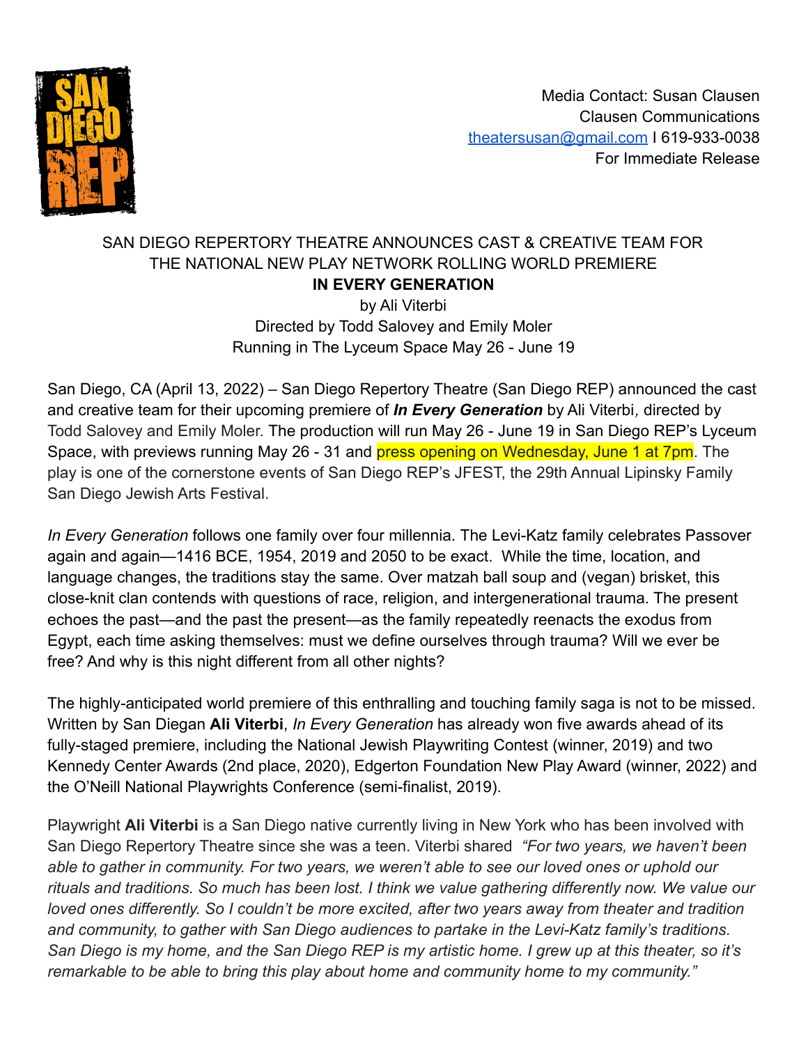Media Contact: Susan Clausen
Clausen Communications
theatersusan@gmail.com I 619-933-0038
For Immediate Release

SAN DIEGO REPERTORY THEATRE ANNOUNCES CAST & CREATIVE TEAM FOR THE NATIONAL NEW PLAY NETWORK ROLLING WORLD PREMIERE

**IN EVERY GENERATION**

by Ali Viterbi
Directed by Todd Salovey and Emily Moler
Running in The Lyceum Space May 26 - June 19

San Diego, CA (April 13, 2022) – San Diego Repertory Theatre (San Diego REP) announced the cast and creative team for their upcoming premiere of ***In Every Generation*** by Ali Viterbi*,* directed by Todd Salovey and Emily Moler. The production will run May 26 - June 19 in San Diego REP's Lyceum Space, with previews running May 26 - 31 and press opening on Wednesday, June 1 at 7pm. The play is one of the cornerstone events of San Diego REP's JFEST, the 29th Annual Lipinsky Family San Diego Jewish Arts Festival.

*In Every Generation* follows one family over four millennia. The Levi-Katz family celebrates Passover again and again—1416 BCE, 1954, 2019 and 2050 to be exact. While the time, location, and language changes, the traditions stay the same. Over matzah ball soup and (vegan) brisket, this close-knit clan contends with questions of race, religion, and intergenerational trauma. The present echoes the past—and the past the present—as the family repeatedly reenacts the exodus from Egypt, each time asking themselves: must we define ourselves through trauma? Will we ever be free? And why is this night different from all other nights?

The highly-anticipated world premiere of this enthralling and touching family saga is not to be missed. Written by San Diegan **Ali Viterbi**, *In Every Generation* has already won five awards ahead of its fully-staged premiere, including the National Jewish Playwriting Contest (winner, 2019) and two Kennedy Center Awards (2nd place, 2020), Edgerton Foundation New Play Award (winner, 2022) and the O'Neill National Playwrights Conference (semi-finalist, 2019).

Playwright **Ali Viterbi** is a San Diego native currently living in New York who has been involved with San Diego Repertory Theatre since she was a teen. Viterbi shared *"For two years, we haven't been able to gather in community. For two years, we weren't able to see our loved ones or uphold our rituals and traditions. So much has been lost. I think we value gathering differently now. We value our loved ones differently. So I couldn't be more excited, after two years away from theater and tradition and community, to gather with San Diego audiences to partake in the Levi-Katz family's traditions. San Diego is my home, and the San Diego REP is my artistic home. I grew up at this theater, so it's remarkable to be able to bring this play about home and community home to my community."*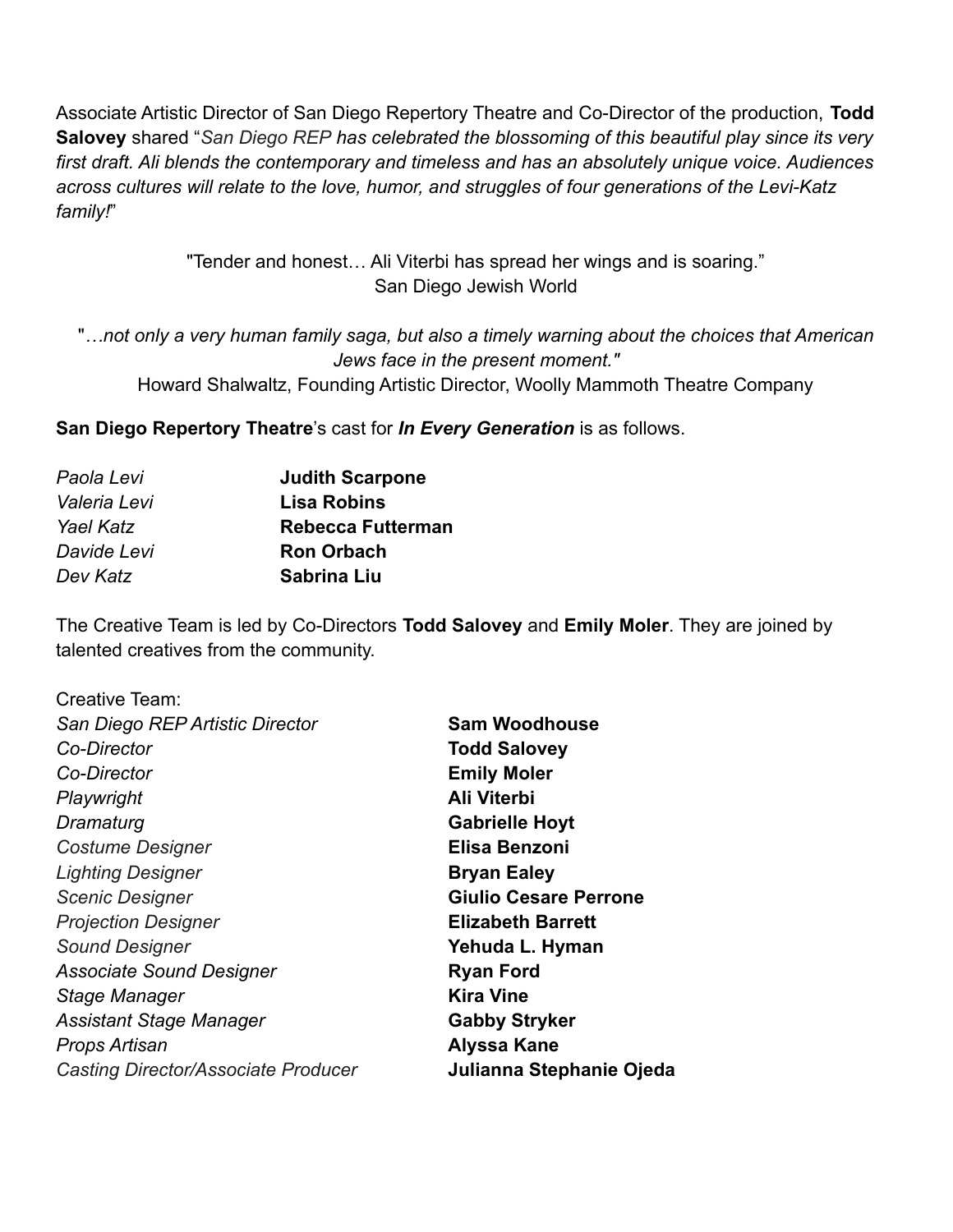Associate Artistic Director of San Diego Repertory Theatre and Co-Director of the production, **Todd Salovey** shared "*San Diego REP has celebrated the blossoming of this beautiful play since its very first draft. Ali blends the contemporary and timeless and has an absolutely unique voice. Audiences across cultures will relate to the love, humor, and struggles of four generations of the Levi-Katz family!*"

"Tender and honest… Ali Viterbi has spread her wings and is soaring."
San Diego Jewish World

"*…not only a very human family saga, but also a timely warning about the choices that American Jews face in the present moment."*
Howard Shalwaltz, Founding Artistic Director, Woolly Mammoth Theatre Company

**San Diego Repertory Theatre**'s cast for ***In Every Generation*** is as follows.

| | |
|---|---|
| *Paola Levi* | **Judith Scarpone** |
| *Valeria Levi* | **Lisa Robins** |
| *Yael Katz* | **Rebecca Futterman** |
| *Davide Levi* | **Ron Orbach** |
| *Dev Katz* | **Sabrina Liu** |

The Creative Team is led by Co-Directors **Todd Salovey** and **Emily Moler**. They are joined by talented creatives from the community.

Creative Team:

| | |
|---|---|
| *San Diego REP Artistic Director* | **Sam Woodhouse** |
| *Co-Director* | **Todd Salovey** |
| *Co-Director* | **Emily Moler** |
| *Playwright* | **Ali Viterbi** |
| *Dramaturg* | **Gabrielle Hoyt** |
| *Costume Designer* | **Elisa Benzoni** |
| *Lighting Designer* | **Bryan Ealey** |
| *Scenic Designer* | **Giulio Cesare Perrone** |
| *Projection Designer* | **Elizabeth Barrett** |
| *Sound Designer* | **Yehuda L. Hyman** |
| *Associate Sound Designer* | **Ryan Ford** |
| *Stage Manager* | **Kira Vine** |
| *Assistant Stage Manager* | **Gabby Stryker** |
| *Props Artisan* | **Alyssa Kane** |
| *Casting Director/Associate Producer* | **Julianna Stephanie Ojeda** |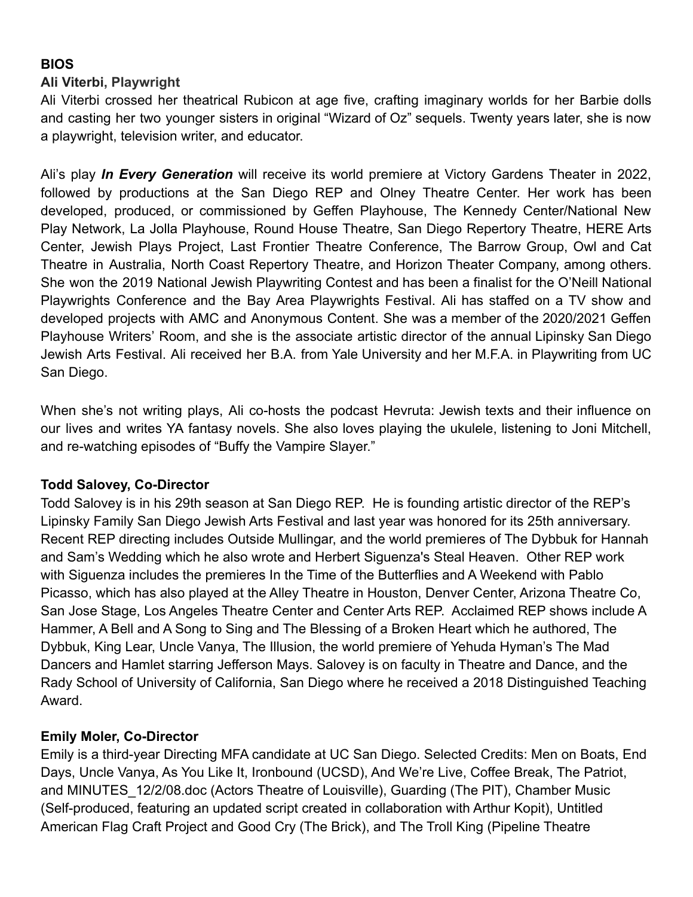**BIOS**

**Ali Viterbi, Playwright**

Ali Viterbi crossed her theatrical Rubicon at age five, crafting imaginary worlds for her Barbie dolls and casting her two younger sisters in original "Wizard of Oz" sequels. Twenty years later, she is now a playwright, television writer, and educator.

Ali's play ***In Every Generation*** will receive its world premiere at Victory Gardens Theater in 2022, followed by productions at the San Diego REP and Olney Theatre Center. Her work has been developed, produced, or commissioned by Geffen Playhouse, The Kennedy Center/National New Play Network, La Jolla Playhouse, Round House Theatre, San Diego Repertory Theatre, HERE Arts Center, Jewish Plays Project, Last Frontier Theatre Conference, The Barrow Group, Owl and Cat Theatre in Australia, North Coast Repertory Theatre, and Horizon Theater Company, among others. She won the 2019 National Jewish Playwriting Contest and has been a finalist for the O'Neill National Playwrights Conference and the Bay Area Playwrights Festival. Ali has staffed on a TV show and developed projects with AMC and Anonymous Content. She was a member of the 2020/2021 Geffen Playhouse Writers' Room, and she is the associate artistic director of the annual Lipinsky San Diego Jewish Arts Festival. Ali received her B.A. from Yale University and her M.F.A. in Playwriting from UC San Diego.

When she's not writing plays, Ali co-hosts the podcast Hevruta: Jewish texts and their influence on our lives and writes YA fantasy novels. She also loves playing the ukulele, listening to Joni Mitchell, and re-watching episodes of "Buffy the Vampire Slayer."

**Todd Salovey, Co-Director**

Todd Salovey is in his 29th season at San Diego REP. He is founding artistic director of the REP's Lipinsky Family San Diego Jewish Arts Festival and last year was honored for its 25th anniversary. Recent REP directing includes Outside Mullingar, and the world premieres of The Dybbuk for Hannah and Sam's Wedding which he also wrote and Herbert Siguenza's Steal Heaven. Other REP work with Siguenza includes the premieres In the Time of the Butterflies and A Weekend with Pablo Picasso, which has also played at the Alley Theatre in Houston, Denver Center, Arizona Theatre Co, San Jose Stage, Los Angeles Theatre Center and Center Arts REP. Acclaimed REP shows include A Hammer, A Bell and A Song to Sing and The Blessing of a Broken Heart which he authored, The Dybbuk, King Lear, Uncle Vanya, The Illusion, the world premiere of Yehuda Hyman's The Mad Dancers and Hamlet starring Jefferson Mays. Salovey is on faculty in Theatre and Dance, and the Rady School of University of California, San Diego where he received a 2018 Distinguished Teaching Award.

**Emily Moler, Co-Director**

Emily is a third-year Directing MFA candidate at UC San Diego. Selected Credits: Men on Boats, End Days, Uncle Vanya, As You Like It, Ironbound (UCSD), And We're Live, Coffee Break, The Patriot, and MINUTES_12/2/08.doc (Actors Theatre of Louisville), Guarding (The PIT), Chamber Music (Self-produced, featuring an updated script created in collaboration with Arthur Kopit), Untitled American Flag Craft Project and Good Cry (The Brick), and The Troll King (Pipeline Theatre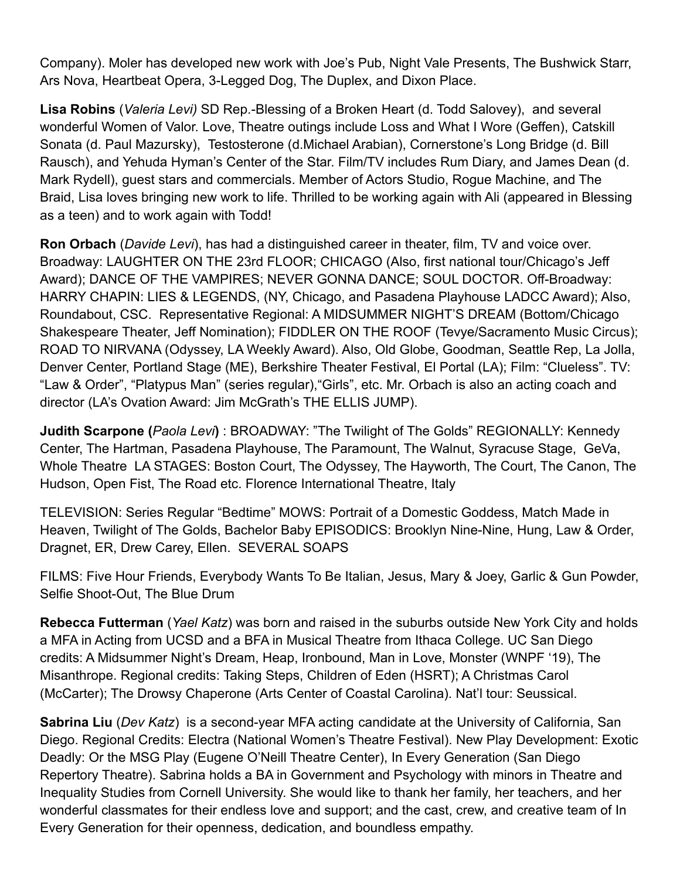Company). Moler has developed new work with Joe's Pub, Night Vale Presents, The Bushwick Starr, Ars Nova, Heartbeat Opera, 3-Legged Dog, The Duplex, and Dixon Place.

**Lisa Robins** (*Valeria Levi)* SD Rep.-Blessing of a Broken Heart (d. Todd Salovey), and several wonderful Women of Valor. Love, Theatre outings include Loss and What I Wore (Geffen), Catskill Sonata (d. Paul Mazursky), Testosterone (d.Michael Arabian), Cornerstone's Long Bridge (d. Bill Rausch), and Yehuda Hyman's Center of the Star. Film/TV includes Rum Diary, and James Dean (d. Mark Rydell), guest stars and commercials. Member of Actors Studio, Rogue Machine, and The Braid, Lisa loves bringing new work to life. Thrilled to be working again with Ali (appeared in Blessing as a teen) and to work again with Todd!

**Ron Orbach** (*Davide Levi*), has had a distinguished career in theater, film, TV and voice over. Broadway: LAUGHTER ON THE 23rd FLOOR; CHICAGO (Also, first national tour/Chicago's Jeff Award); DANCE OF THE VAMPIRES; NEVER GONNA DANCE; SOUL DOCTOR. Off-Broadway: HARRY CHAPIN: LIES & LEGENDS, (NY, Chicago, and Pasadena Playhouse LADCC Award); Also, Roundabout, CSC. Representative Regional: A MIDSUMMER NIGHT'S DREAM (Bottom/Chicago Shakespeare Theater, Jeff Nomination); FIDDLER ON THE ROOF (Tevye/Sacramento Music Circus); ROAD TO NIRVANA (Odyssey, LA Weekly Award). Also, Old Globe, Goodman, Seattle Rep, La Jolla, Denver Center, Portland Stage (ME), Berkshire Theater Festival, El Portal (LA); Film: "Clueless". TV: "Law & Order", "Platypus Man" (series regular),"Girls", etc. Mr. Orbach is also an acting coach and director (LA's Ovation Award: Jim McGrath's THE ELLIS JUMP).

**Judith Scarpone (***Paola Levi***)** : BROADWAY: "The Twilight of The Golds" REGIONALLY: Kennedy Center, The Hartman, Pasadena Playhouse, The Paramount, The Walnut, Syracuse Stage, GeVa, Whole Theatre LA STAGES: Boston Court, The Odyssey, The Hayworth, The Court, The Canon, The Hudson, Open Fist, The Road etc. Florence International Theatre, Italy

TELEVISION: Series Regular "Bedtime" MOWS: Portrait of a Domestic Goddess, Match Made in Heaven, Twilight of The Golds, Bachelor Baby EPISODICS: Brooklyn Nine-Nine, Hung, Law & Order, Dragnet, ER, Drew Carey, Ellen. SEVERAL SOAPS

FILMS: Five Hour Friends, Everybody Wants To Be Italian, Jesus, Mary & Joey, Garlic & Gun Powder, Selfie Shoot-Out, The Blue Drum

**Rebecca Futterman** (*Yael Katz*) was born and raised in the suburbs outside New York City and holds a MFA in Acting from UCSD and a BFA in Musical Theatre from Ithaca College. UC San Diego credits: A Midsummer Night's Dream, Heap, Ironbound, Man in Love, Monster (WNPF '19), The Misanthrope. Regional credits: Taking Steps, Children of Eden (HSRT); A Christmas Carol (McCarter); The Drowsy Chaperone (Arts Center of Coastal Carolina). Nat'l tour: Seussical.

**Sabrina Liu** (*Dev Katz*) is a second-year MFA acting candidate at the University of California, San Diego. Regional Credits: Electra (National Women's Theatre Festival). New Play Development: Exotic Deadly: Or the MSG Play (Eugene O'Neill Theatre Center), In Every Generation (San Diego Repertory Theatre). Sabrina holds a BA in Government and Psychology with minors in Theatre and Inequality Studies from Cornell University. She would like to thank her family, her teachers, and her wonderful classmates for their endless love and support; and the cast, crew, and creative team of In Every Generation for their openness, dedication, and boundless empathy.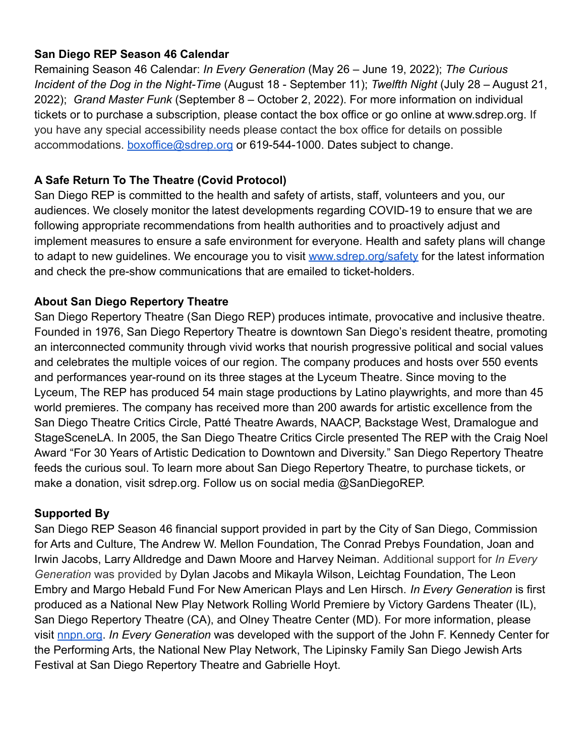**San Diego REP Season 46 Calendar**

Remaining Season 46 Calendar: *In Every Generation* (May 26 – June 19, 2022); *The Curious Incident of the Dog in the Night-Time* (August 18 - September 11); *Twelfth Night* (July 28 – August 21, 2022); *Grand Master Funk* (September 8 – October 2, 2022). For more information on individual tickets or to purchase a subscription, please contact the box office or go online at www.sdrep.org. If you have any special accessibility needs please contact the box office for details on possible accommodations. [boxoffice@sdrep.org](mailto:boxoffice@sdrep.org) or 619-544-1000. Dates subject to change.

**A Safe Return To The Theatre (Covid Protocol)**

San Diego REP is committed to the health and safety of artists, staff, volunteers and you, our audiences. We closely monitor the latest developments regarding COVID-19 to ensure that we are following appropriate recommendations from health authorities and to proactively adjust and implement measures to ensure a safe environment for everyone. Health and safety plans will change to adapt to new guidelines. We encourage you to visit [www.sdrep.org/safety](www.sdrep.org/safety) for the latest information and check the pre-show communications that are emailed to ticket-holders.

**About San Diego Repertory Theatre**

San Diego Repertory Theatre (San Diego REP) produces intimate, provocative and inclusive theatre. Founded in 1976, San Diego Repertory Theatre is downtown San Diego's resident theatre, promoting an interconnected community through vivid works that nourish progressive political and social values and celebrates the multiple voices of our region. The company produces and hosts over 550 events and performances year-round on its three stages at the Lyceum Theatre. Since moving to the Lyceum, The REP has produced 54 main stage productions by Latino playwrights, and more than 45 world premieres. The company has received more than 200 awards for artistic excellence from the San Diego Theatre Critics Circle, Patté Theatre Awards, NAACP, Backstage West, Dramalogue and StageSceneLA. In 2005, the San Diego Theatre Critics Circle presented The REP with the Craig Noel Award "For 30 Years of Artistic Dedication to Downtown and Diversity." San Diego Repertory Theatre feeds the curious soul. To learn more about San Diego Repertory Theatre, to purchase tickets, or make a donation, visit sdrep.org. Follow us on social media @SanDiegoREP.

**Supported By**

San Diego REP Season 46 financial support provided in part by the City of San Diego, Commission for Arts and Culture, The Andrew W. Mellon Foundation, The Conrad Prebys Foundation, Joan and Irwin Jacobs, Larry Alldredge and Dawn Moore and Harvey Neiman. Additional support for *In Every Generation* was provided by Dylan Jacobs and Mikayla Wilson, Leichtag Foundation, The Leon Embry and Margo Hebald Fund For New American Plays and Len Hirsch. *In Every Generation* is first produced as a National New Play Network Rolling World Premiere by Victory Gardens Theater (IL), San Diego Repertory Theatre (CA), and Olney Theatre Center (MD). For more information, please visit [nnpn.org](nnpn.org). *In Every Generation* was developed with the support of the John F. Kennedy Center for the Performing Arts, the National New Play Network, The Lipinsky Family San Diego Jewish Arts Festival at San Diego Repertory Theatre and Gabrielle Hoyt.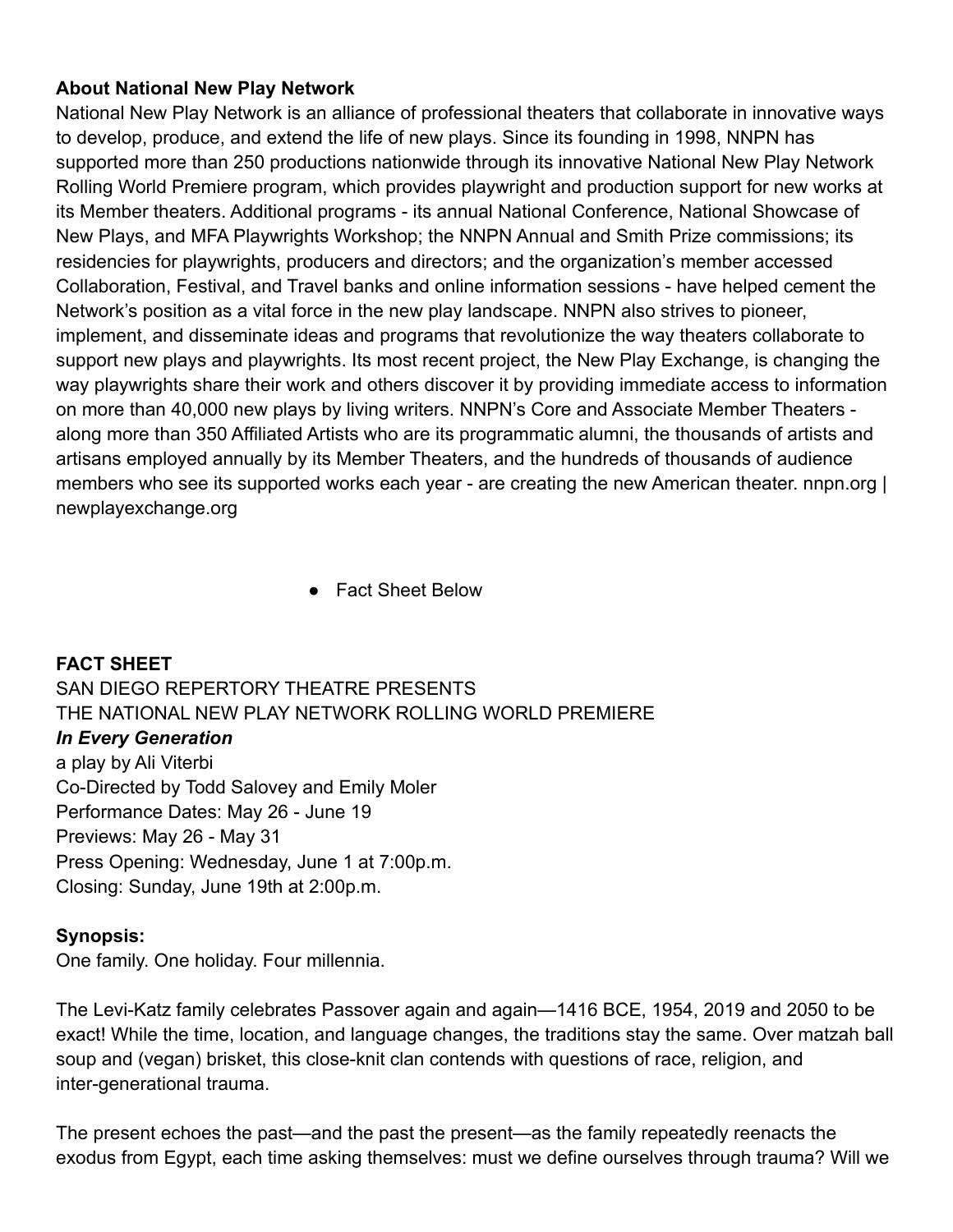**About National New Play Network**

National New Play Network is an alliance of professional theaters that collaborate in innovative ways to develop, produce, and extend the life of new plays. Since its founding in 1998, NNPN has supported more than 250 productions nationwide through its innovative National New Play Network Rolling World Premiere program, which provides playwright and production support for new works at its Member theaters. Additional programs - its annual National Conference, National Showcase of New Plays, and MFA Playwrights Workshop; the NNPN Annual and Smith Prize commissions; its residencies for playwrights, producers and directors; and the organization's member accessed Collaboration, Festival, and Travel banks and online information sessions - have helped cement the Network's position as a vital force in the new play landscape. NNPN also strives to pioneer, implement, and disseminate ideas and programs that revolutionize the way theaters collaborate to support new plays and playwrights. Its most recent project, the New Play Exchange, is changing the way playwrights share their work and others discover it by providing immediate access to information on more than 40,000 new plays by living writers. NNPN's Core and Associate Member Theaters - along more than 350 Affiliated Artists who are its programmatic alumni, the thousands of artists and artisans employed annually by its Member Theaters, and the hundreds of thousands of audience members who see its supported works each year - are creating the new American theater. nnpn.org | newplayexchange.org

- Fact Sheet Below

**FACT SHEET**

SAN DIEGO REPERTORY THEATRE PRESENTS
THE NATIONAL NEW PLAY NETWORK ROLLING WORLD PREMIERE
***In Every Generation***
a play by Ali Viterbi
Co-Directed by Todd Salovey and Emily Moler
Performance Dates: May 26 - June 19
Previews: May 26 - May 31
Press Opening: Wednesday, June 1 at 7:00p.m.
Closing: Sunday, June 19th at 2:00p.m.

**Synopsis:**

One family. One holiday. Four millennia.

The Levi-Katz family celebrates Passover again and again—1416 BCE, 1954, 2019 and 2050 to be exact! While the time, location, and language changes, the traditions stay the same. Over matzah ball soup and (vegan) brisket, this close-knit clan contends with questions of race, religion, and inter-generational trauma.

The present echoes the past—and the past the present—as the family repeatedly reenacts the exodus from Egypt, each time asking themselves: must we define ourselves through trauma? Will we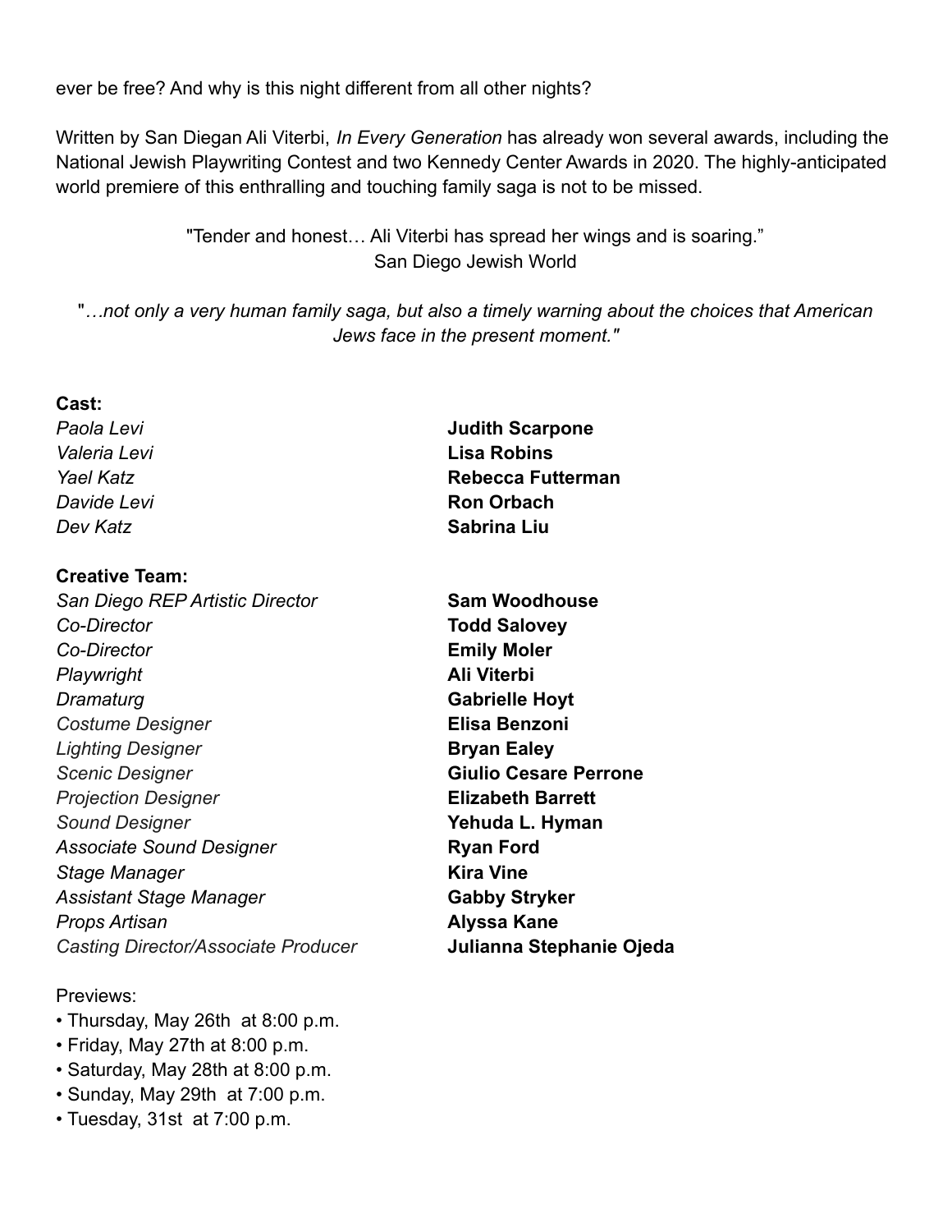ever be free? And why is this night different from all other nights?

Written by San Diegan Ali Viterbi, *In Every Generation* has already won several awards, including the National Jewish Playwriting Contest and two Kennedy Center Awards in 2020. The highly-anticipated world premiere of this enthralling and touching family saga is not to be missed.

"Tender and honest… Ali Viterbi has spread her wings and is soaring."
San Diego Jewish World

"*…not only a very human family saga, but also a timely warning about the choices that American Jews face in the present moment.*"

**Cast:**

| | |
|---|---|
| *Paola Levi* | **Judith Scarpone** |
| *Valeria Levi* | **Lisa Robins** |
| *Yael Katz* | **Rebecca Futterman** |
| *Davide Levi* | **Ron Orbach** |
| *Dev Katz* | **Sabrina Liu** |

**Creative Team:**

| | |
|---|---|
| *San Diego REP Artistic Director* | **Sam Woodhouse** |
| *Co-Director* | **Todd Salovey** |
| *Co-Director* | **Emily Moler** |
| *Playwright* | **Ali Viterbi** |
| *Dramaturg* | **Gabrielle Hoyt** |
| *Costume Designer* | **Elisa Benzoni** |
| *Lighting Designer* | **Bryan Ealey** |
| *Scenic Designer* | **Giulio Cesare Perrone** |
| *Projection Designer* | **Elizabeth Barrett** |
| *Sound Designer* | **Yehuda L. Hyman** |
| *Associate Sound Designer* | **Ryan Ford** |
| *Stage Manager* | **Kira Vine** |
| *Assistant Stage Manager* | **Gabby Stryker** |
| *Props Artisan* | **Alyssa Kane** |
| *Casting Director/Associate Producer* | **Julianna Stephanie Ojeda** |

Previews:

- Thursday, May 26th at 8:00 p.m.
- Friday, May 27th at 8:00 p.m.
- Saturday, May 28th at 8:00 p.m.
- Sunday, May 29th at 7:00 p.m.
- Tuesday, 31st at 7:00 p.m.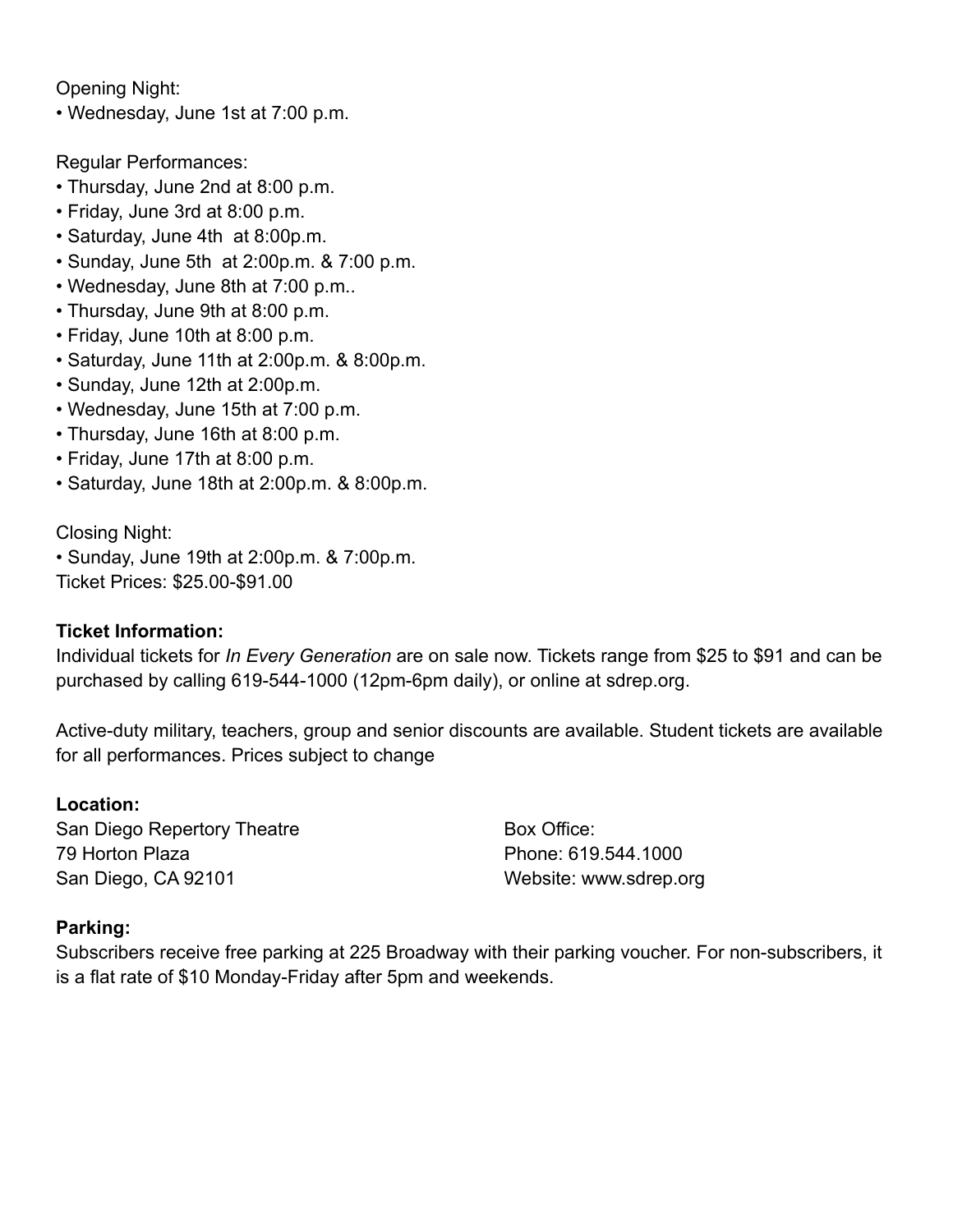Opening Night:
• Wednesday, June 1st at 7:00 p.m.

Regular Performances:
• Thursday, June 2nd at 8:00 p.m.
• Friday, June 3rd at 8:00 p.m.
• Saturday, June 4th at 8:00p.m.
• Sunday, June 5th at 2:00p.m. & 7:00 p.m.
• Wednesday, June 8th at 7:00 p.m..
• Thursday, June 9th at 8:00 p.m.
• Friday, June 10th at 8:00 p.m.
• Saturday, June 11th at 2:00p.m. & 8:00p.m.
• Sunday, June 12th at 2:00p.m.
• Wednesday, June 15th at 7:00 p.m.
• Thursday, June 16th at 8:00 p.m.
• Friday, June 17th at 8:00 p.m.
• Saturday, June 18th at 2:00p.m. & 8:00p.m.

Closing Night:
• Sunday, June 19th at 2:00p.m. & 7:00p.m.
Ticket Prices: $25.00-$91.00

**Ticket Information:**
Individual tickets for *In Every Generation* are on sale now. Tickets range from $25 to $91 and can be purchased by calling 619-544-1000 (12pm-6pm daily), or online at sdrep.org.

Active-duty military, teachers, group and senior discounts are available. Student tickets are available for all performances. Prices subject to change

**Location:**
San Diego Repertory Theatre
79 Horton Plaza
San Diego, CA 92101

Box Office:
Phone: 619.544.1000
Website: www.sdrep.org

**Parking:**
Subscribers receive free parking at 225 Broadway with their parking voucher. For non-subscribers, it is a flat rate of $10 Monday-Friday after 5pm and weekends.